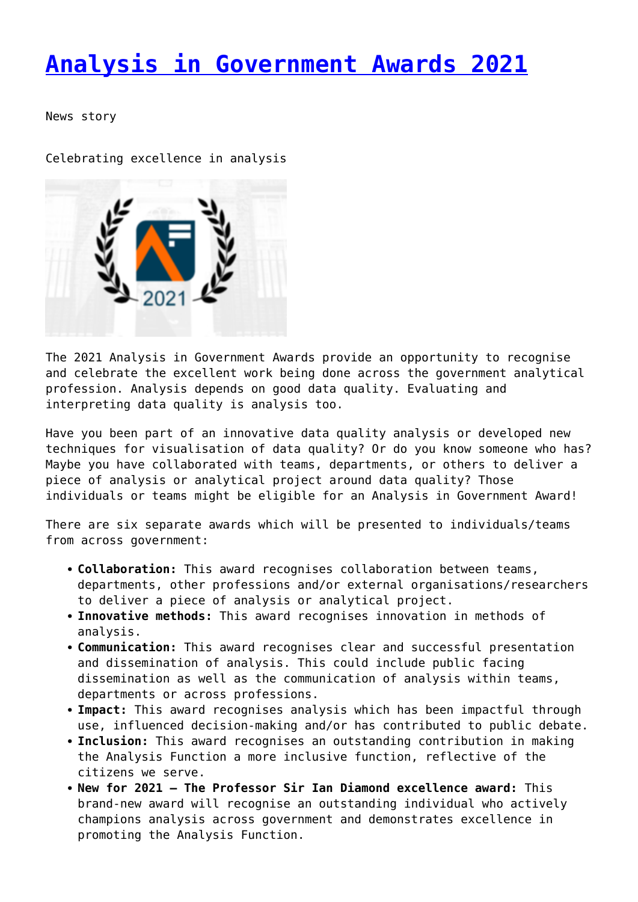# [Analysis in Government Awards 2021]()

News story

Celebrating excellence in analysis

The 2021 Analysis in Government Awards provide an opportunity to recognise and celebrate the excellent work being done across the government analytical profession. Analysis depends on good data quality. Evaluating and interpreting data quality is analysis too.

Have you been part of an innovative data quality analysis or developed new techniques for visualisation of data quality? Or do you know someone who has? Maybe you have collaborated with teams, departments, or others to deliver a piece of analysis or analytical project around data quality? Those individuals or teams might be eligible for an Analysis in Government Award!

There are six separate awards which will be presented to individuals/teams from across government:

- **Collaboration:** This award recognises collaboration between teams, departments, other professions and/or external organisations/researchers to deliver a piece of analysis or analytical project.
- **Innovative methods:** This award recognises innovation in methods of analysis.
- **Communication:** This award recognises clear and successful presentation and dissemination of analysis. This could include public facing dissemination as well as the communication of analysis within teams, departments or across professions.
- **Impact:** This award recognises analysis which has been impactful through use, influenced decision-making and/or has contributed to public debate.
- **Inclusion:** This award recognises an outstanding contribution in making the Analysis Function a more inclusive function, reflective of the citizens we serve.
- **New for 2021 – The Professor Sir Ian Diamond excellence award:** This brand-new award will recognise an outstanding individual who actively champions analysis across government and demonstrates excellence in promoting the Analysis Function.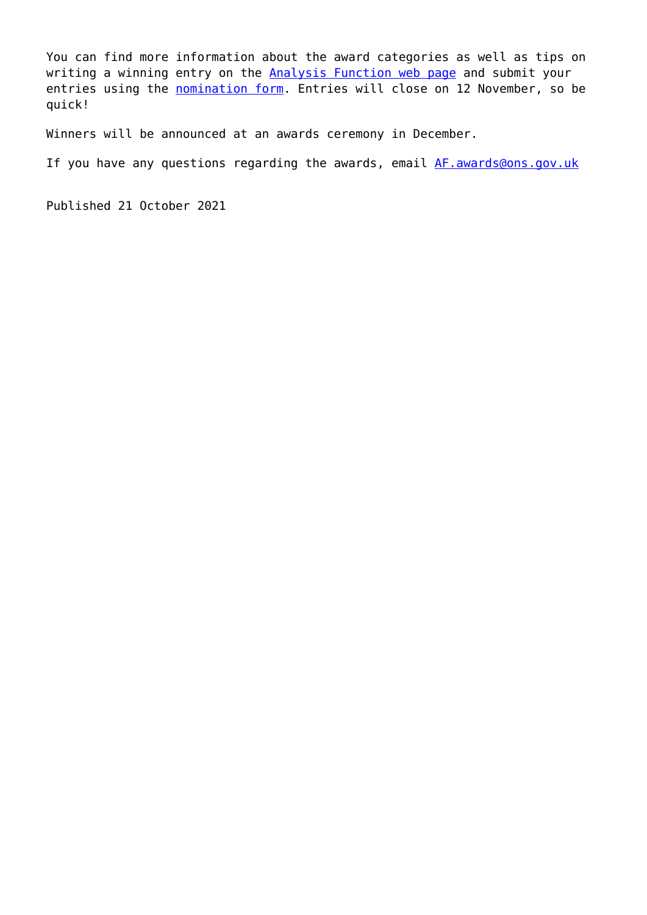You can find more information about the award categories as well as tips on writing a winning entry on the Analysis Function web page and submit your entries using the nomination form. Entries will close on 12 November, so be quick!

Winners will be announced at an awards ceremony in December.

If you have any questions regarding the awards, email AF.awards@ons.gov.uk

Published 21 October 2021